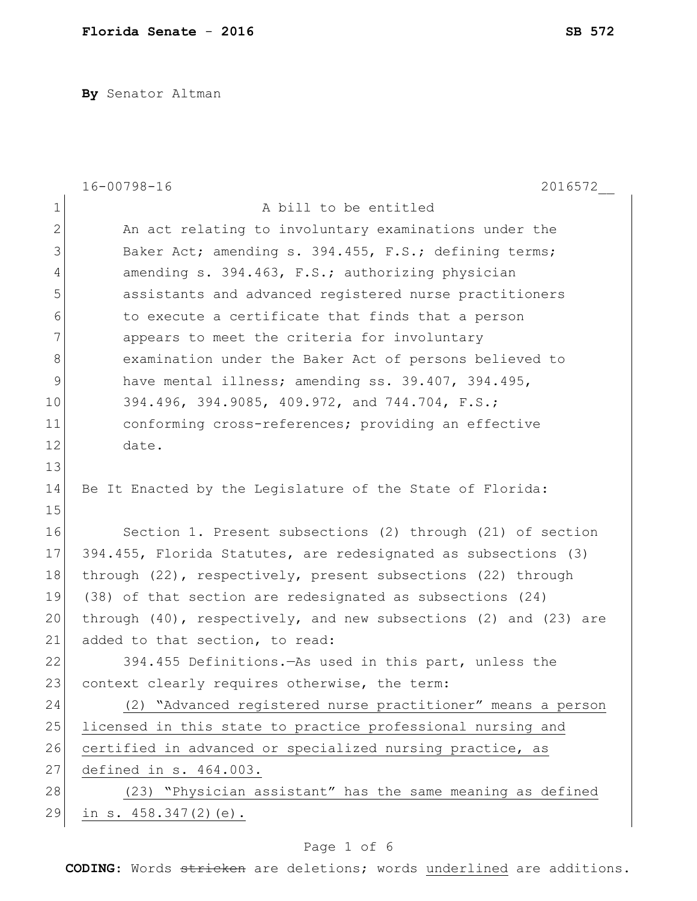**Florida Senate** - **2016** **SB 572**

**By** Senator Altman

16-00798-16 2016572__

A bill to be entitled

An act relating to involuntary examinations under the Baker Act; amending s. 394.455, F.S.; defining terms; amending s. 394.463, F.S.; authorizing physician assistants and advanced registered nurse practitioners to execute a certificate that finds that a person appears to meet the criteria for involuntary examination under the Baker Act of persons believed to have mental illness; amending ss. 39.407, 394.495, 394.496, 394.9085, 409.972, and 744.704, F.S.; conforming cross-references; providing an effective date.

Be It Enacted by the Legislature of the State of Florida:

Section 1. Present subsections (2) through (21) of section 394.455, Florida Statutes, are redesignated as subsections (3) through (22), respectively, present subsections (22) through (38) of that section are redesignated as subsections (24) through (40), respectively, and new subsections (2) and (23) are added to that section, to read:

394.455 Definitions.—As used in this part, unless the context clearly requires otherwise, the term:

<u>(2) "Advanced registered nurse practitioner" means a person licensed in this state to practice professional nursing and certified in advanced or specialized nursing practice, as defined in s. 464.003.</u>

<u>(23) "Physician assistant" has the same meaning as defined in s. 458.347(2)(e).</u>

**CODING:** Words ~~stricken~~ are deletions; words <u>underlined</u> are additions.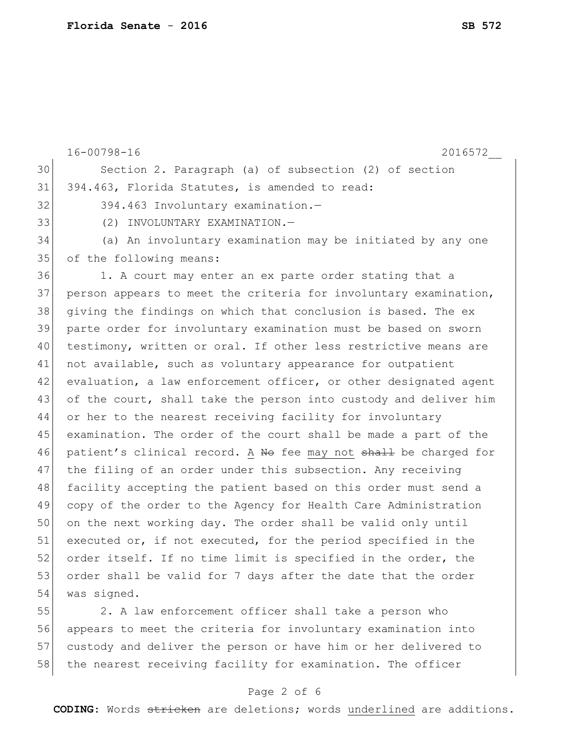Section 2. Paragraph (a) of subsection (2) of section 394.463, Florida Statutes, is amended to read:

394.463 Involuntary examination.—

(2) INVOLUNTARY EXAMINATION.—

(a) An involuntary examination may be initiated by any one of the following means:

1. A court may enter an ex parte order stating that a person appears to meet the criteria for involuntary examination, giving the findings on which that conclusion is based. The ex parte order for involuntary examination must be based on sworn testimony, written or oral. If other less restrictive means are not available, such as voluntary appearance for outpatient evaluation, a law enforcement officer, or other designated agent of the court, shall take the person into custody and deliver him or her to the nearest receiving facility for involuntary examination. The order of the court shall be made a part of the patient's clinical record. <u>A</u> ~~No~~ fee <u>may not</u> ~~shall~~ be charged for the filing of an order under this subsection. Any receiving facility accepting the patient based on this order must send a copy of the order to the Agency for Health Care Administration on the next working day. The order shall be valid only until executed or, if not executed, for the period specified in the order itself. If no time limit is specified in the order, the order shall be valid for 7 days after the date that the order was signed.

2. A law enforcement officer shall take a person who appears to meet the criteria for involuntary examination into custody and deliver the person or have him or her delivered to the nearest receiving facility for examination. The officer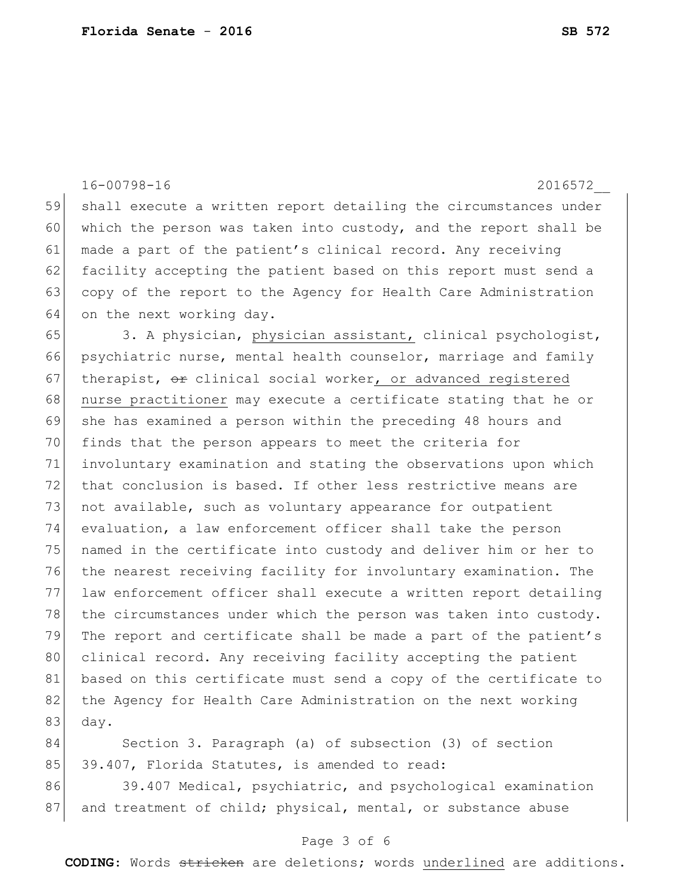16-00798-16 2016572__

59 shall execute a written report detailing the circumstances under
60 which the person was taken into custody, and the report shall be
61 made a part of the patient's clinical record. Any receiving
62 facility accepting the patient based on this report must send a
63 copy of the report to the Agency for Health Care Administration
64 on the next working day.

65 3. A physician, <u>physician assistant,</u> clinical psychologist,
66 psychiatric nurse, mental health counselor, marriage and family
67 therapist, ~~or~~ clinical social worker<u>, or advanced registered</u>
68 <u>nurse practitioner</u> may execute a certificate stating that he or
69 she has examined a person within the preceding 48 hours and
70 finds that the person appears to meet the criteria for
71 involuntary examination and stating the observations upon which
72 that conclusion is based. If other less restrictive means are
73 not available, such as voluntary appearance for outpatient
74 evaluation, a law enforcement officer shall take the person
75 named in the certificate into custody and deliver him or her to
76 the nearest receiving facility for involuntary examination. The
77 law enforcement officer shall execute a written report detailing
78 the circumstances under which the person was taken into custody.
79 The report and certificate shall be made a part of the patient's
80 clinical record. Any receiving facility accepting the patient
81 based on this certificate must send a copy of the certificate to
82 the Agency for Health Care Administration on the next working
83 day.

84 Section 3. Paragraph (a) of subsection (3) of section
85 39.407, Florida Statutes, is amended to read:

86 39.407 Medical, psychiatric, and psychological examination
87 and treatment of child; physical, mental, or substance abuse

**CODING:** Words ~~stricken~~ are deletions; words <u>underlined</u> are additions.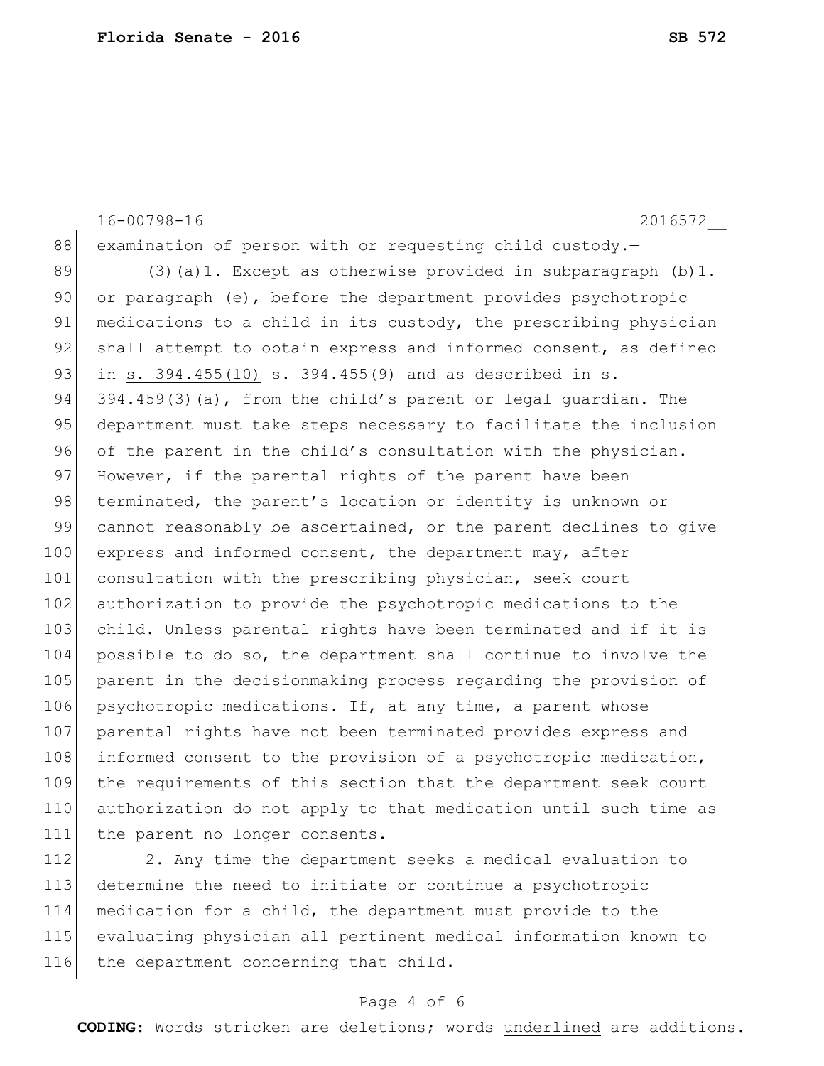examination of person with or requesting child custody.—

(3)(a)1. Except as otherwise provided in subparagraph (b)1. or paragraph (e), before the department provides psychotropic medications to a child in its custody, the prescribing physician shall attempt to obtain express and informed consent, as defined in <u>s. 394.455(10)</u> ~~s. 394.455(9)~~ and as described in s. 394.459(3)(a), from the child's parent or legal guardian. The department must take steps necessary to facilitate the inclusion of the parent in the child's consultation with the physician. However, if the parental rights of the parent have been terminated, the parent's location or identity is unknown or cannot reasonably be ascertained, or the parent declines to give express and informed consent, the department may, after consultation with the prescribing physician, seek court authorization to provide the psychotropic medications to the child. Unless parental rights have been terminated and if it is possible to do so, the department shall continue to involve the parent in the decisionmaking process regarding the provision of psychotropic medications. If, at any time, a parent whose parental rights have not been terminated provides express and informed consent to the provision of a psychotropic medication, the requirements of this section that the department seek court authorization do not apply to that medication until such time as the parent no longer consents.

2. Any time the department seeks a medical evaluation to determine the need to initiate or continue a psychotropic medication for a child, the department must provide to the evaluating physician all pertinent medical information known to the department concerning that child.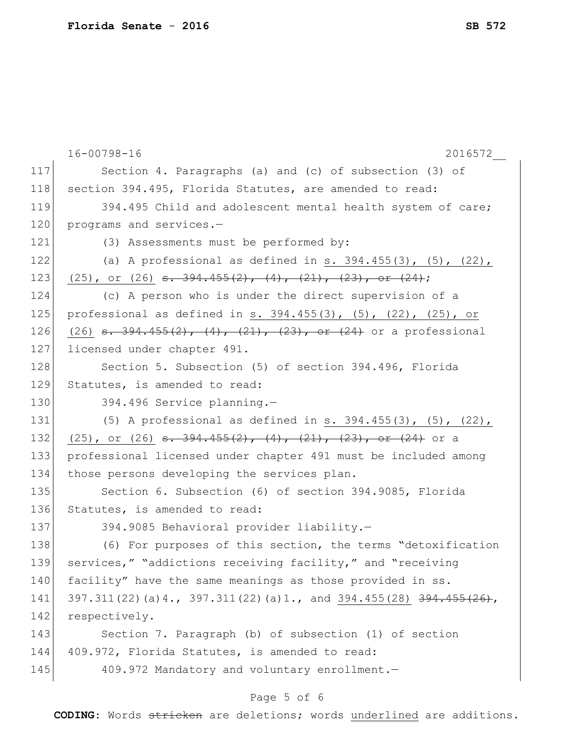Section 4. Paragraphs (a) and (c) of subsection (3) of section 394.495, Florida Statutes, are amended to read:

394.495 Child and adolescent mental health system of care; programs and services.—

(3) Assessments must be performed by:

(a) A professional as defined in <u>s. 394.455(3), (5), (22), (25), or (26)</u> ~~s. 394.455(2), (4), (21), (23), or (24)~~;

(c) A person who is under the direct supervision of a professional as defined in <u>s. 394.455(3), (5), (22), (25), or (26)</u> ~~s. 394.455(2), (4), (21), (23), or (24)~~ or a professional licensed under chapter 491.

Section 5. Subsection (5) of section 394.496, Florida Statutes, is amended to read:

394.496 Service planning.—

(5) A professional as defined in <u>s. 394.455(3), (5), (22), (25), or (26)</u> ~~s. 394.455(2), (4), (21), (23), or (24)~~ or a professional licensed under chapter 491 must be included among those persons developing the services plan.

Section 6. Subsection (6) of section 394.9085, Florida Statutes, is amended to read:

394.9085 Behavioral provider liability.—

(6) For purposes of this section, the terms "detoxification services," "addictions receiving facility," and "receiving facility" have the same meanings as those provided in ss. 397.311(22)(a)4., 397.311(22)(a)1., and <u>394.455(28)</u> ~~394.455(26)~~, respectively.

Section 7. Paragraph (b) of subsection (1) of section 409.972, Florida Statutes, is amended to read:

409.972 Mandatory and voluntary enrollment.—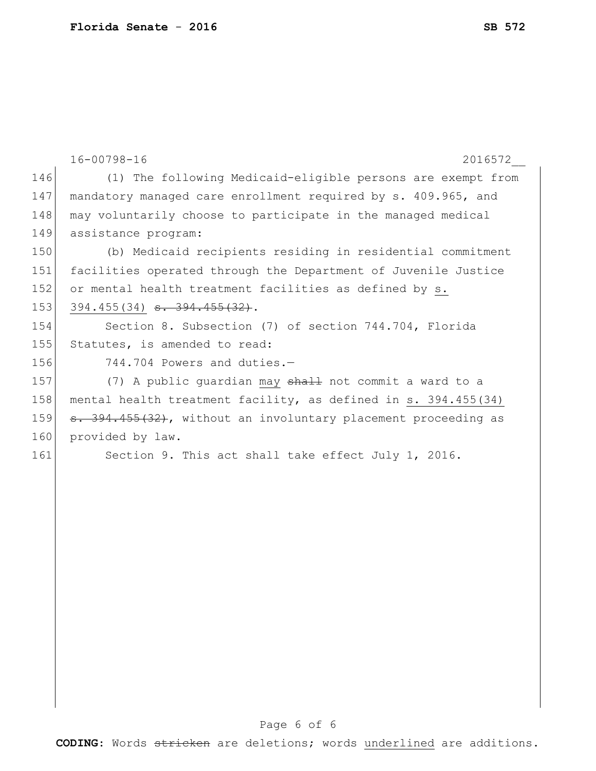16-00798-16 2016572__

146 (1) The following Medicaid-eligible persons are exempt from
147 mandatory managed care enrollment required by s. 409.965, and
148 may voluntarily choose to participate in the managed medical
149 assistance program:

150 (b) Medicaid recipients residing in residential commitment
151 facilities operated through the Department of Juvenile Justice
152 or mental health treatment facilities as defined by <u>s.</u>
153 <u>394.455(34)</u> ~~s. 394.455(32)~~.

154 Section 8. Subsection (7) of section 744.704, Florida
155 Statutes, is amended to read:

156 744.704 Powers and duties.—

157 (7) A public guardian <u>may</u> ~~shall~~ not commit a ward to a
158 mental health treatment facility, as defined in <u>s. 394.455(34)</u>
159 ~~s. 394.455(32)~~, without an involuntary placement proceeding as
160 provided by law.

161 Section 9. This act shall take effect July 1, 2016.

**CODING:** Words ~~stricken~~ are deletions; words <u>underlined</u> are additions.